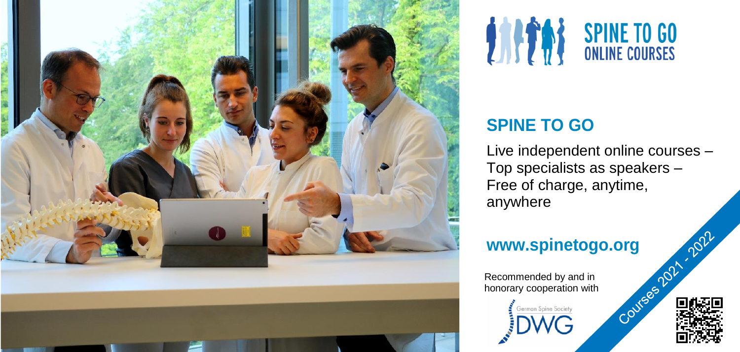# SPINE TO GO
## ONLINE COURSES

## SPINE TO GO

Live independent online courses –
Top specialists as speakers –
Free of charge, anytime, anywhere

**www.spinetogo.org**

Recommended by and in honorary cooperation with

German Spine Society
DWG

Courses 2021 - 2022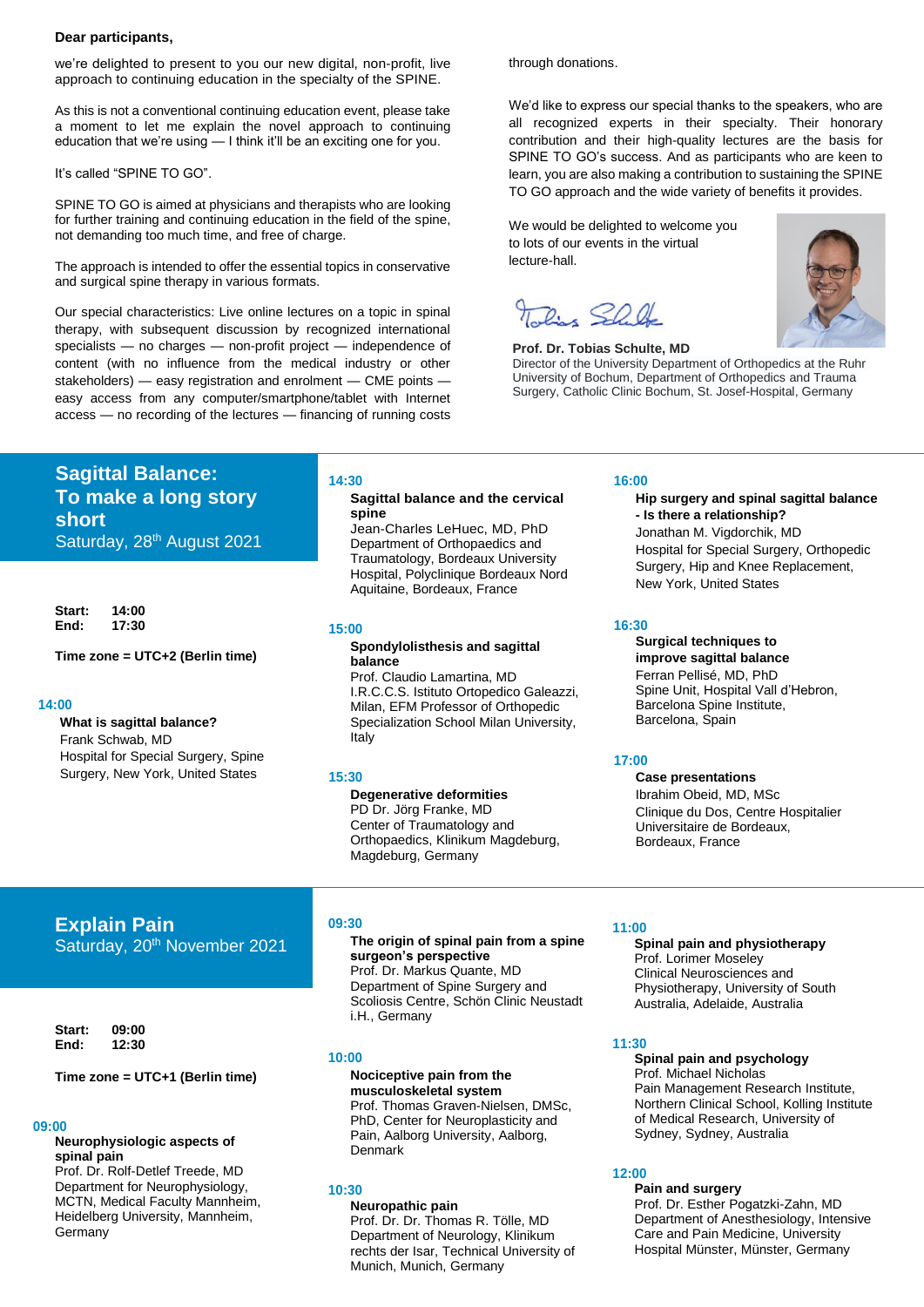**Dear participants,**

we're delighted to present to you our new digital, non-profit, live approach to continuing education in the specialty of the SPINE.

As this is not a conventional continuing education event, please take a moment to let me explain the novel approach to continuing education that we're using — I think it'll be an exciting one for you.

It's called "SPINE TO GO".

SPINE TO GO is aimed at physicians and therapists who are looking for further training and continuing education in the field of the spine, not demanding too much time, and free of charge.

The approach is intended to offer the essential topics in conservative and surgical spine therapy in various formats.

Our special characteristics: Live online lectures on a topic in spinal therapy, with subsequent discussion by recognized international specialists — no charges — non-profit project — independence of content (with no influence from the medical industry or other stakeholders) — easy registration and enrolment — CME points — easy access from any computer/smartphone/tablet with Internet access — no recording of the lectures — financing of running costs through donations.

We'd like to express our special thanks to the speakers, who are all recognized experts in their specialty. Their honorary contribution and their high-quality lectures are the basis for SPINE TO GO's success. And as participants who are keen to learn, you are also making a contribution to sustaining the SPINE TO GO approach and the wide variety of benefits it provides.

We would be delighted to welcome you to lots of our events in the virtual lecture-hall.

**Prof. Dr. Tobias Schulte, MD**
Director of the University Department of Orthopedics at the Ruhr University of Bochum, Department of Orthopedics and Trauma Surgery, Catholic Clinic Bochum, St. Josef-Hospital, Germany

## Sagittal Balance: To make a long story short

Saturday, 28th August 2021

**Start:** 14:00
**End:** 17:30

**Time zone = UTC+2 (Berlin time)**

**14:00**
**What is sagittal balance?**
Frank Schwab, MD
Hospital for Special Surgery, Spine Surgery, New York, United States

**14:30**
**Sagittal balance and the cervical spine**
Jean-Charles LeHuec, MD, PhD
Department of Orthopaedics and Traumatology, Bordeaux University Hospital, Polyclinique Bordeaux Nord Aquitaine, Bordeaux, France

**15:00**
**Spondylolisthesis and sagittal balance**
Prof. Claudio Lamartina, MD
I.R.C.C.S. Istituto Ortopedico Galeazzi, Milan, EFM Professor of Orthopedic Specialization School Milan University, Italy

**15:30**
**Degenerative deformities**
PD Dr. Jörg Franke, MD
Center of Traumatology and Orthopaedics, Klinikum Magdeburg, Magdeburg, Germany

**16:00**
**Hip surgery and spinal sagittal balance - Is there a relationship?**
Jonathan M. Vigdorchik, MD
Hospital for Special Surgery, Orthopedic Surgery, Hip and Knee Replacement, New York, United States

**16:30**
**Surgical techniques to improve sagittal balance**
Ferran Pellisé, MD, PhD
Spine Unit, Hospital Vall d'Hebron, Barcelona Spine Institute, Barcelona, Spain

**17:00**
**Case presentations**
Ibrahim Obeid, MD, MSc
Clinique du Dos, Centre Hospitalier Universitaire de Bordeaux, Bordeaux, France

## Explain Pain

Saturday, 20th November 2021

**Start:** 09:00
**End:** 12:30

**Time zone = UTC+1 (Berlin time)**

**09:00**
**Neurophysiologic aspects of spinal pain**
Prof. Dr. Rolf-Detlef Treede, MD
Department for Neurophysiology, MCTN, Medical Faculty Mannheim, Heidelberg University, Mannheim, Germany

**09:30**
**The origin of spinal pain from a spine surgeon's perspective**
Prof. Dr. Markus Quante, MD
Department of Spine Surgery and Scoliosis Centre, Schön Clinic Neustadt i.H., Germany

**10:00**
**Nociceptive pain from the musculoskeletal system**
Prof. Thomas Graven-Nielsen, DMSc, PhD, Center for Neuroplasticity and Pain, Aalborg University, Aalborg, Denmark

**10:30**
**Neuropathic pain**
Prof. Dr. Dr. Thomas R. Tölle, MD
Department of Neurology, Klinikum rechts der Isar, Technical University of Munich, Munich, Germany

**11:00**
**Spinal pain and physiotherapy**
Prof. Lorimer Moseley
Clinical Neurosciences and Physiotherapy, University of South Australia, Adelaide, Australia

**11:30**
**Spinal pain and psychology**
Prof. Michael Nicholas
Pain Management Research Institute, Northern Clinical School, Kolling Institute of Medical Research, University of Sydney, Sydney, Australia

**12:00**
**Pain and surgery**
Prof. Dr. Esther Pogatzki-Zahn, MD
Department of Anesthesiology, Intensive Care and Pain Medicine, University Hospital Münster, Münster, Germany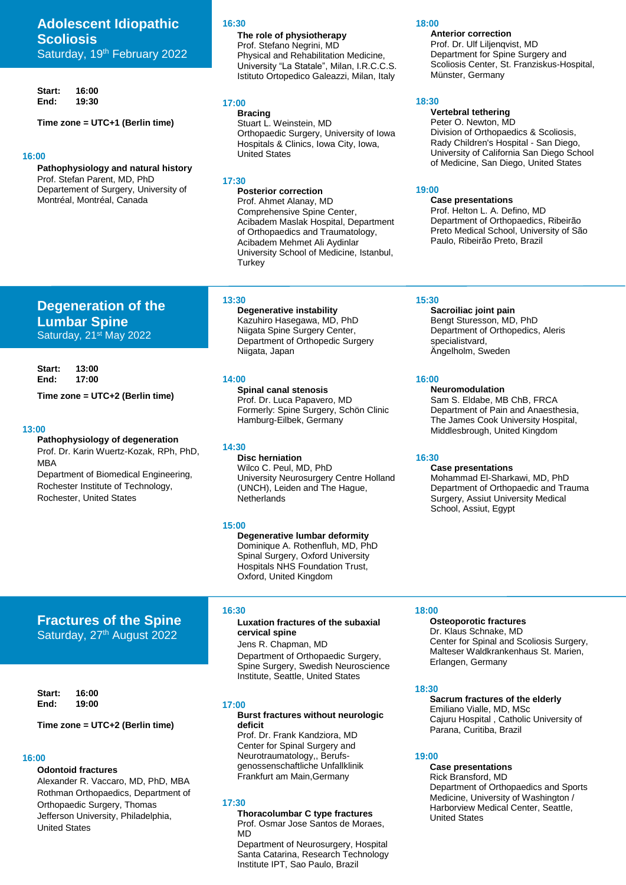## Adolescent Idiopathic Scoliosis

Saturday, 19th February 2022

**Start:** 16:00
**End:** 19:30

**Time zone = UTC+1 (Berlin time)**

**16:00**
**Pathophysiology and natural history**
Prof. Stefan Parent, MD, PhD
Departement of Surgery, University of Montréal, Montréal, Canada

**16:30**
**The role of physiotherapy**
Prof. Stefano Negrini, MD
Physical and Rehabilitation Medicine, University "La Statale", Milan, I.R.C.C.S. Istituto Ortopedico Galeazzi, Milan, Italy

**17:00**
**Bracing**
Stuart L. Weinstein, MD
Orthopaedic Surgery, University of Iowa Hospitals & Clinics, Iowa City, Iowa, United States

**17:30**
**Posterior correction**
Prof. Ahmet Alanay, MD
Comprehensive Spine Center, Acibadem Maslak Hospital, Department of Orthopaedics and Traumatology, Acibadem Mehmet Ali Aydinlar University School of Medicine, Istanbul, Turkey

**18:00**
**Anterior correction**
Prof. Dr. Ulf Liljenqvist, MD
Department for Spine Surgery and Scoliosis Center, St. Franziskus-Hospital, Münster, Germany

**18:30**
**Vertebral tethering**
Peter O. Newton, MD
Division of Orthopaedics & Scoliosis, Rady Children's Hospital - San Diego, University of California San Diego School of Medicine, San Diego, United States

**19:00**
**Case presentations**
Prof. Helton L. A. Defino, MD
Department of Orthopaedics, Ribeirão Preto Medical School, University of São Paulo, Ribeirão Preto, Brazil

## Degeneration of the Lumbar Spine

Saturday, 21st May 2022

**Start:** 13:00
**End:** 17:00

**Time zone = UTC+2 (Berlin time)**

**13:00**
**Pathophysiology of degeneration**
Prof. Dr. Karin Wuertz-Kozak, RPh, PhD, MBA
Department of Biomedical Engineering, Rochester Institute of Technology, Rochester, United States

**13:30**
**Degenerative instability**
Kazuhiro Hasegawa, MD, PhD
Niigata Spine Surgery Center, Department of Orthopedic Surgery Niigata, Japan

**14:00**
**Spinal canal stenosis**
Prof. Dr. Luca Papavero, MD
Formerly: Spine Surgery, Schön Clinic Hamburg-Eilbek, Germany

**14:30**
**Disc herniation**
Wilco C. Peul, MD, PhD
University Neurosurgery Centre Holland (UNCH), Leiden and The Hague, Netherlands

**15:00**
**Degenerative lumbar deformity**
Dominique A. Rothenfluh, MD, PhD
Spinal Surgery, Oxford University Hospitals NHS Foundation Trust, Oxford, United Kingdom

**15:30**
**Sacroiliac joint pain**
Bengt Sturesson, MD, PhD
Department of Orthopedics, Aleris specialistvard, Ängelholm, Sweden

**16:00**
**Neuromodulation**
Sam S. Eldabe, MB ChB, FRCA
Department of Pain and Anaesthesia, The James Cook University Hospital, Middlesbrough, United Kingdom

**16:30**
**Case presentations**
Mohammad El-Sharkawi, MD, PhD
Department of Orthopaedic and Trauma Surgery, Assiut University Medical School, Assiut, Egypt

## Fractures of the Spine

Saturday, 27th August 2022

**Start:** 16:00
**End:** 19:00

**Time zone = UTC+2 (Berlin time)**

**16:00**
**Odontoid fractures**
Alexander R. Vaccaro, MD, PhD, MBA
Rothman Orthopaedics, Department of Orthopaedic Surgery, Thomas Jefferson University, Philadelphia, United States

**16:30**
**Luxation fractures of the subaxial cervical spine**
Jens R. Chapman, MD
Department of Orthopaedic Surgery, Spine Surgery, Swedish Neuroscience Institute, Seattle, United States

**17:00**
**Burst fractures without neurologic deficit**
Prof. Dr. Frank Kandziora, MD
Center for Spinal Surgery and Neurotraumatology,, Berufs-genossenschaftliche Unfallklinik Frankfurt am Main,Germany

**17:30**
**Thoracolumbar C type fractures**
Prof. Osmar Jose Santos de Moraes, MD
Department of Neurosurgery, Hospital Santa Catarina, Research Technology Institute IPT, Sao Paulo, Brazil

**18:00**
**Osteoporotic fractures**
Dr. Klaus Schnake, MD
Center for Spinal and Scoliosis Surgery, Malteser Waldkrankenhaus St. Marien, Erlangen, Germany

**18:30**
**Sacrum fractures of the elderly**
Emiliano Vialle, MD, MSc
Cajuru Hospital , Catholic University of Parana, Curitiba, Brazil

**19:00**
**Case presentations**
Rick Bransford, MD
Department of Orthopaedics and Sports Medicine, University of Washington / Harborview Medical Center, Seattle, United States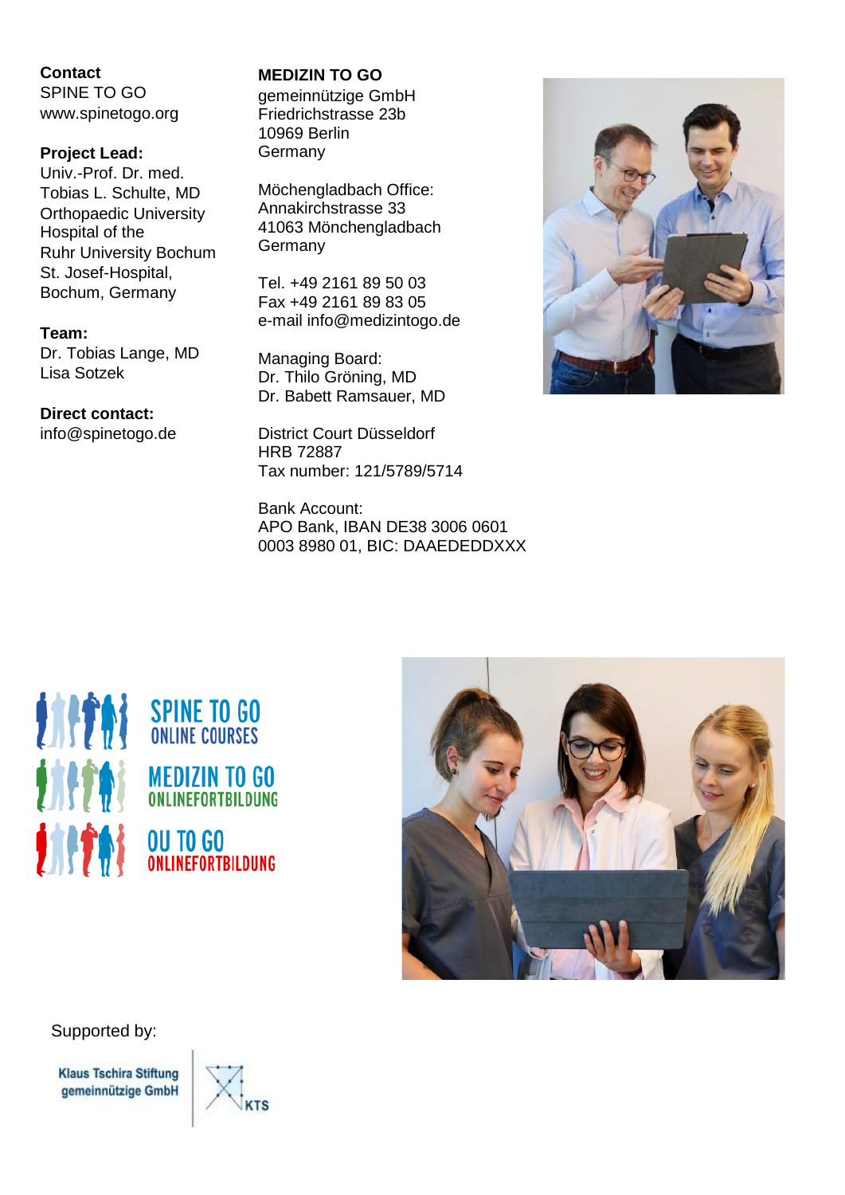**Contact**
SPINE TO GO
www.spinetogo.org

**Project Lead:**
Univ.-Prof. Dr. med.
Tobias L. Schulte, MD
Orthopaedic University Hospital of the Ruhr University Bochum
St. Josef-Hospital,
Bochum, Germany

**Team:**
Dr. Tobias Lange, MD
Lisa Sotzek

**Direct contact:**
info@spinetogo.de

**MEDIZIN TO GO**
gemeinnützige GmbH
Friedrichstrasse 23b
10969 Berlin
Germany

Möchengladbach Office:
Annakirchstrasse 33
41063 Mönchengladbach
Germany

Tel. +49 2161 89 50 03
Fax +49 2161 89 83 05
e-mail info@medizintogo.de

Managing Board:
Dr. Thilo Gröning, MD
Dr. Babett Ramsauer, MD

District Court Düsseldorf
HRB 72887
Tax number: 121/5789/5714

Bank Account:
APO Bank, IBAN DE38 3006 0601
0003 8980 01, BIC: DAAEDEDDXXX

SPINE TO GO
ONLINE COURSES

MEDIZIN TO GO
ONLINEFORTBILDUNG

OU TO GO
ONLINEFORTBILDUNG

Supported by:

Klaus Tschira Stiftung
gemeinnützige GmbH

KTS